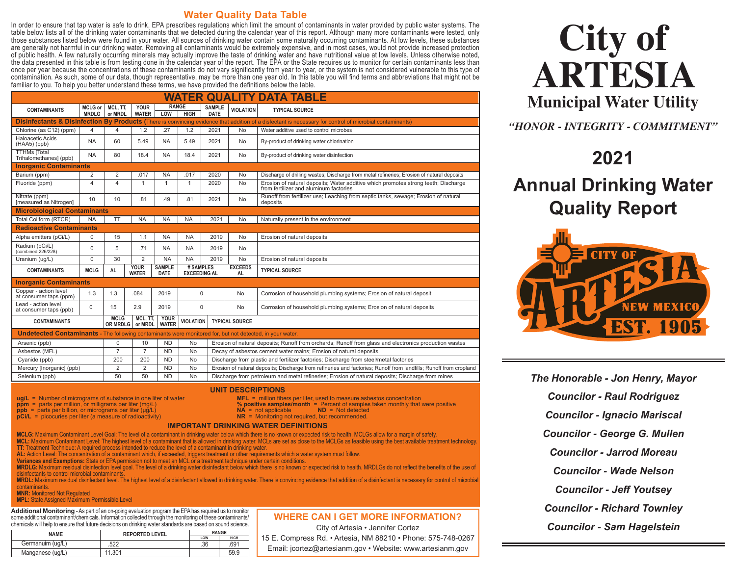## Water Quality Data Table

In order to ensure that tap water is safe to drink, EPA prescribes regulations which limit the amount of contaminants in water provided by public water systems. The table below lists all of the drinking water contaminants that we detected during the calendar year of this report. Although many more contaminants were tested, only those substances listed below were found in your water. All sources of drinking water contain some naturally occurring contaminants. At low levels, these substances are generally not harmful in our drinking water. Removing all contaminants would be extremely expensive, and in most cases, would not provide increased protection of public health. A few naturally occurring minerals may actually improve the taste of drinking water and have nutritional value at low levels. Unless otherwise noted, the data presented in this table is from testing done in the calendar year of the report. The EPA or the State requires us to monitor for certain contaminants less than once per year because the concentrations of these contaminants do not vary significantly from year to year, or the system is not considered vulnerable to this type of contamination. As such, some of our data, though representative, may be more than one year old. In this table you will find terms and abbreviations that might not be familiar to you. To help you better understand these terms, we have provided the definitions below the table.

### WATER QUALITY DATA TABLE

| CONTAMINANTS | MCLG or MRDLG | MCL, TT, or MRDL | YOUR WATER | RANGE LOW | RANGE HIGH | SAMPLE DATE | VIOLATION | TYPICAL SOURCE |
|---|---|---|---|---|---|---|---|---|
| **Disinfectants & Disinfection By Products** (There is convincing evidence that addition of a disfectant is necessary for control of microbial contaminants) | | | | | | | | |
| Chlorine (as C12) (ppm) | 4 | 4 | 1.2 | .27 | 1.2 | 2021 | No | Water additive used to control microbes |
| Haloacetic Acids (HAA5) (ppb) | NA | 60 | 5.49 | NA | 5.49 | 2021 | No | By-product of drinking water chlorination |
| TTHMs [Total Trihalomethanes] (ppb) | NA | 80 | 18.4 | NA | 18.4 | 2021 | No | By-product of drinking water disinfection |
| **Inorganic Contaminants** | | | | | | | | |
| Barium (ppm) | 2 | 2 | .017 | NA | .017 | 2020 | No | Discharge of drilling wastes; Discharge from metal refineries; Erosion of natural deposits |
| Fluoride (ppm) | 4 | 4 | 1 | 1 | 1 | 2020 | No | Erosion of natural deposits; Water additive which promotes strong teeth; Discharge from fertilizer and aluminum factories |
| Nitrate (ppm) [measured as Nitrogen] | 10 | 10 | .81 | .49 | .81 | 2021 | No | Runoff from fertilizer use; Leaching from septic tanks, sewage; Erosion of natural deposits |
| **Microbiological Contaminants** | | | | | | | | |
| Total Coliform (RTCR) | NA | TT | NA | NA | NA | 2021 | No | Naturally present in the environment |
| **Radioactive Contaminants** | | | | | | | | |
| Alpha emitters (pCi/L) | 0 | 15 | 1.1 | NA | NA | 2019 | No | Erosion of natural deposits |
| Radium (pCi/L) (combined 226/228) | 0 | 5 | .71 | NA | NA | 2019 | No | |
| Uranium (ug/L) | 0 | 30 | 2 | NA | NA | 2019 | No | Erosion of natural deposits |

| CONTAMINANTS | MCLG | AL | YOUR WATER | SAMPLE DATE | # SAMPLES EXCEEDING AL | EXCEEDS AL | TYPICAL SOURCE |
|---|---|---|---|---|---|---|---|
| **Inorganic Contaminants** | | | | | | | |
| Copper - action level at consumer taps (ppm) | 1.3 | 1.3 | .084 | 2019 | 0 | No | Corrosion of household plumbing systems; Erosion of natural deposit |
| Lead - action level at consumer taps (ppb) | 0 | 15 | 2.9 | 2019 | 0 | No | Corrosion of household plumbing systems; Erosion of natural deposits |

| CONTAMINANTS | MCLG OR MRDLG | MCL, TT, or MRDL | YOUR WATER | VIOLATION | TYPICAL SOURCE |
|---|---|---|---|---|---|
| **Undetected Contaminants** - The following contaminants were monitored for, but not detected, in your water. | | | | | |
| Arsenic (ppb) | 0 | 10 | ND | No | Erosion of natural deposits; Runoff from orchards; Runoff from glass and electronics production wastes |
| Asbestos (MFL) | 7 | 7 | ND | No | Decay of asbestos cement water mains; Erosion of natural deposits |
| Cyanide (ppb) | 200 | 200 | ND | No | Discharge from plastic and fertilizer factories; Discharge from steel/metal factories |
| Mercury [Inorganic] (ppb) | 2 | 2 | ND | No | Erosion of natural deposits; Discharge from refineries and factories; Runoff from landfills; Runoff from cropland |
| Selenium (ppb) | 50 | 50 | ND | No | Discharge from petroleum and metal refineries; Erosion of natural deposits; Discharge from mines |

### UNIT DESCRIPTIONS

- **ug/L** = Number of micrograms of substance in one liter of water
- **ppm** = parts per million, or milligrams per liter (mg/L)
- **ppb** = parts per billion, or micrograms per liter (µg/L)
- **pCi/L** = picocuries per liter (a measure of radioactivity)
- **MFL** = million fibers per liter, used to measure asbestos concentration
- **% positive samples/month** = Percent of samples taken monthly that were positive
- **NA** = not applicable
- **ND** = Not detected
- **NR** = Monitoring not required, but recommended.

### IMPORTANT DRINKING WATER DEFINITIONS

**MCLG:** Maximum Contaminant Level Goal: The level of a contaminant in drinking water below which there is no known or expected risk to health. MCLGs allow for a margin of safety.

**MCL:** Maximum Contaminant Level: The highest level of a contaminant that is allowed in drinking water. MCLs are set as close to the MCLGs as feasible using the best available treatment technology.

**TT:** Treatment Technique: A required process intended to reduce the level of a contaminant in drinking water.

**AL:** Action Level: The concentration of a contaminant which, if exceeded, triggers treatment or other requirements which a water system must follow.

**Variances and Exemptions:** State or EPA permission not to meet an MCL or a treatment technique under certain conditions.

**MRDLG:** Maximum residual disinfection level goal. The level of a drinking water disinfectant below which there is no known or expected risk to health. MRDLGs do not reflect the benefits of the use of disinfectants to control microbial contaminants.

**MRDL:** Maximum residual disinfectant level. The highest level of a disinfectant allowed in drinking water. There is convincing evidence that addition of a disinfectant is necessary for control of microbial contaminants.

**MNR:** Monitored Not Regulated

**MPL:** State Assigned Maximum Permissible Level

**Additional Monitoring** - As part of an on-going evaluation program the EPA has required us to monitor some additional contaminant/chemicals. Information collected through the monitoring of these contaminants/chemicals will help to ensure that future decisions on drinking water standards are based on sound science.

| NAME | REPORTED LEVEL | RANGE LOW | RANGE HIGH |
|---|---|---|---|
| Germanuim (ug/L) | .522 | .36 | .691 |
| Manganese (ug/L) | 11.301 | | 59.9 |

### WHERE CAN I GET MORE INFORMATION?

City of Artesia • Jennifer Cortez
15 E. Compress Rd. • Artesia, NM 88210 • Phone: 575-748-0267
Email: jcortez@artesianm.gov • Website: www.artesianm.gov

# City of ARTESIA

## Municipal Water Utility

*"HONOR - INTEGRITY - COMMITMENT"*

# 2021

# Annual Drinking Water Quality Report

CITY OF ARTESIA NEW MEXICO EST. 1905

*The Honorable - Jon Henry, Mayor*

*Councilor - Raul Rodriguez*

*Councilor - Ignacio Mariscal*

*Councilor - George G. Mullen*

*Councilor - Jarrod Moreau*

*Councilor - Wade Nelson*

*Councilor - Jeff Youtsey*

*Councilor - Richard Townley*

*Councilor - Sam Hagelstein*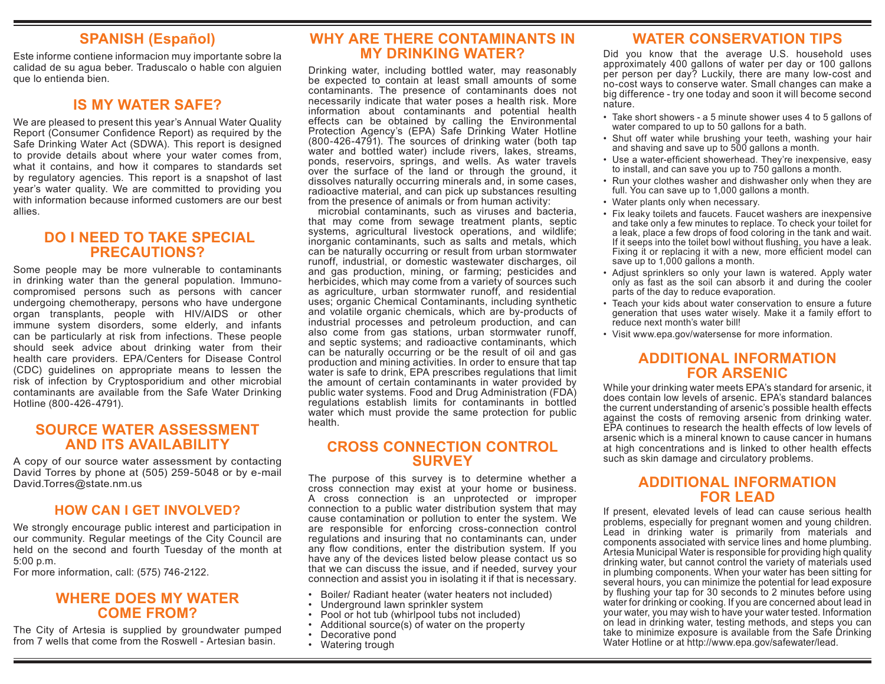## SPANISH (Español)

Este informe contiene informacion muy importante sobre la calidad de su agua beber. Traduscalo o hable con alguien que lo entienda bien.

## IS MY WATER SAFE?

We are pleased to present this year's Annual Water Quality Report (Consumer Confidence Report) as required by the Safe Drinking Water Act (SDWA). This report is designed to provide details about where your water comes from, what it contains, and how it compares to standards set by regulatory agencies. This report is a snapshot of last year's water quality. We are committed to providing you with information because informed customers are our best allies.

## DO I NEED TO TAKE SPECIAL PRECAUTIONS?

Some people may be more vulnerable to contaminants in drinking water than the general population. Immuno-compromised persons such as persons with cancer undergoing chemotherapy, persons who have undergone organ transplants, people with HIV/AIDS or other immune system disorders, some elderly, and infants can be particularly at risk from infections. These people should seek advice about drinking water from their health care providers. EPA/Centers for Disease Control (CDC) guidelines on appropriate means to lessen the risk of infection by Cryptosporidium and other microbial contaminants are available from the Safe Water Drinking Hotline (800-426-4791).

## SOURCE WATER ASSESSMENT AND ITS AVAILABILITY

A copy of our source water assessment by contacting David Torres by phone at (505) 259-5048 or by e-mail David.Torres@state.nm.us

## HOW CAN I GET INVOLVED?

We strongly encourage public interest and participation in our community. Regular meetings of the City Council are held on the second and fourth Tuesday of the month at 5:00 p.m.

For more information, call: (575) 746-2122.

## WHERE DOES MY WATER COME FROM?

The City of Artesia is supplied by groundwater pumped from 7 wells that come from the Roswell - Artesian basin.

## WHY ARE THERE CONTAMINANTS IN MY DRINKING WATER?

Drinking water, including bottled water, may reasonably be expected to contain at least small amounts of some contaminants. The presence of contaminants does not necessarily indicate that water poses a health risk. More information about contaminants and potential health effects can be obtained by calling the Environmental Protection Agency's (EPA) Safe Drinking Water Hotline (800-426-4791). The sources of drinking water (both tap water and bottled water) include rivers, lakes, streams, ponds, reservoirs, springs, and wells. As water travels over the surface of the land or through the ground, it dissolves naturally occurring minerals and, in some cases, radioactive material, and can pick up substances resulting from the presence of animals or from human activity:

microbial contaminants, such as viruses and bacteria, that may come from sewage treatment plants, septic systems, agricultural livestock operations, and wildlife; inorganic contaminants, such as salts and metals, which can be naturally occurring or result from urban stormwater runoff, industrial, or domestic wastewater discharges, oil and gas production, mining, or farming; pesticides and herbicides, which may come from a variety of sources such as agriculture, urban stormwater runoff, and residential uses; organic Chemical Contaminants, including synthetic and volatile organic chemicals, which are by-products of industrial processes and petroleum production, and can also come from gas stations, urban stormwater runoff, and septic systems; and radioactive contaminants, which can be naturally occurring or be the result of oil and gas production and mining activities. In order to ensure that tap water is safe to drink, EPA prescribes regulations that limit the amount of certain contaminants in water provided by public water systems. Food and Drug Administration (FDA) regulations establish limits for contaminants in bottled water which must provide the same protection for public health.

## CROSS CONNECTION CONTROL SURVEY

The purpose of this survey is to determine whether a cross connection may exist at your home or business. A cross connection is an unprotected or improper connection to a public water distribution system that may cause contamination or pollution to enter the system. We are responsible for enforcing cross-connection control regulations and insuring that no contaminants can, under any flow conditions, enter the distribution system. If you have any of the devices listed below please contact us so that we can discuss the issue, and if needed, survey your connection and assist you in isolating it if that is necessary.

- Boiler/ Radiant heater (water heaters not included)
- Underground lawn sprinkler system
- Pool or hot tub (whirlpool tubs not included)
- Additional source(s) of water on the property
- Decorative pond
- Watering trough

## WATER CONSERVATION TIPS

Did you know that the average U.S. household uses approximately 400 gallons of water per day or 100 gallons per person per day? Luckily, there are many low-cost and no-cost ways to conserve water. Small changes can make a big difference - try one today and soon it will become second nature.

- Take short showers - a 5 minute shower uses 4 to 5 gallons of water compared to up to 50 gallons for a bath.
- Shut off water while brushing your teeth, washing your hair and shaving and save up to 500 gallons a month.
- Use a water-efficient showerhead. They're inexpensive, easy to install, and can save you up to 750 gallons a month.
- Run your clothes washer and dishwasher only when they are full. You can save up to 1,000 gallons a month.
- Water plants only when necessary.
- Fix leaky toilets and faucets. Faucet washers are inexpensive and take only a few minutes to replace. To check your toilet for a leak, place a few drops of food coloring in the tank and wait. If it seeps into the toilet bowl without flushing, you have a leak. Fixing it or replacing it with a new, more efficient model can save up to 1,000 gallons a month.
- Adjust sprinklers so only your lawn is watered. Apply water only as fast as the soil can absorb it and during the cooler parts of the day to reduce evaporation.
- Teach your kids about water conservation to ensure a future generation that uses water wisely. Make it a family effort to reduce next month's water bill!
- Visit www.epa.gov/watersense for more information.

## ADDITIONAL INFORMATION FOR ARSENIC

While your drinking water meets EPA's standard for arsenic, it does contain low levels of arsenic. EPA's standard balances the current understanding of arsenic's possible health effects against the costs of removing arsenic from drinking water. EPA continues to research the health effects of low levels of arsenic which is a mineral known to cause cancer in humans at high concentrations and is linked to other health effects such as skin damage and circulatory problems.

## ADDITIONAL INFORMATION FOR LEAD

If present, elevated levels of lead can cause serious health problems, especially for pregnant women and young children. Lead in drinking water is primarily from materials and components associated with service lines and home plumbing. Artesia Municipal Water is responsible for providing high quality drinking water, but cannot control the variety of materials used in plumbing components. When your water has been sitting for several hours, you can minimize the potential for lead exposure by flushing your tap for 30 seconds to 2 minutes before using water for drinking or cooking. If you are concerned about lead in your water, you may wish to have your water tested. Information on lead in drinking water, testing methods, and steps you can take to minimize exposure is available from the Safe Drinking Water Hotline or at http://www.epa.gov/safewater/lead.